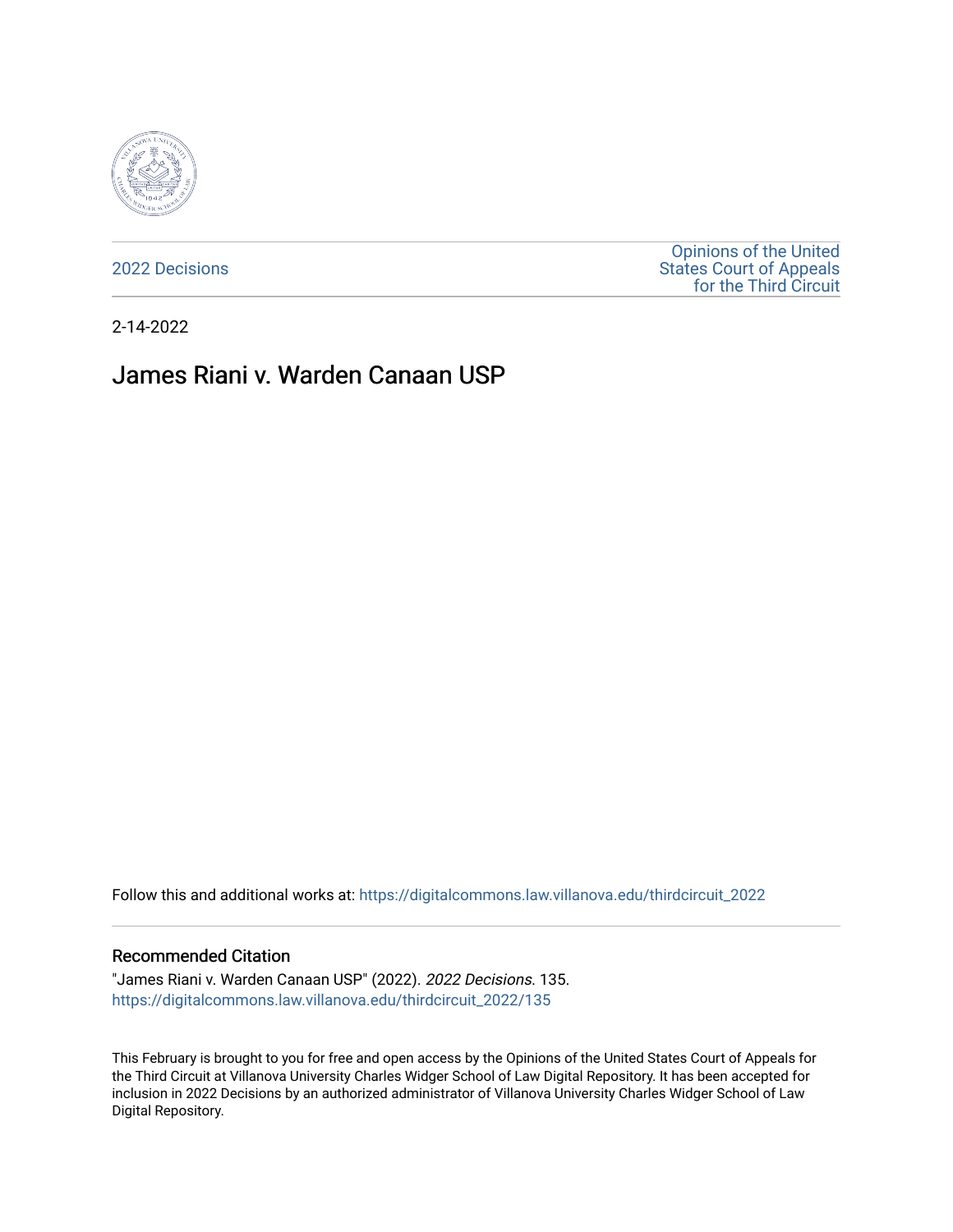2022 Decisions

Opinions of the United States Court of Appeals for the Third Circuit

2-14-2022

# James Riani v. Warden Canaan USP

Follow this and additional works at: https://digitalcommons.law.villanova.edu/thirdcircuit_2022

### Recommended Citation

"James Riani v. Warden Canaan USP" (2022). *2022 Decisions*. 135.
https://digitalcommons.law.villanova.edu/thirdcircuit_2022/135

This February is brought to you for free and open access by the Opinions of the United States Court of Appeals for the Third Circuit at Villanova University Charles Widger School of Law Digital Repository. It has been accepted for inclusion in 2022 Decisions by an authorized administrator of Villanova University Charles Widger School of Law Digital Repository.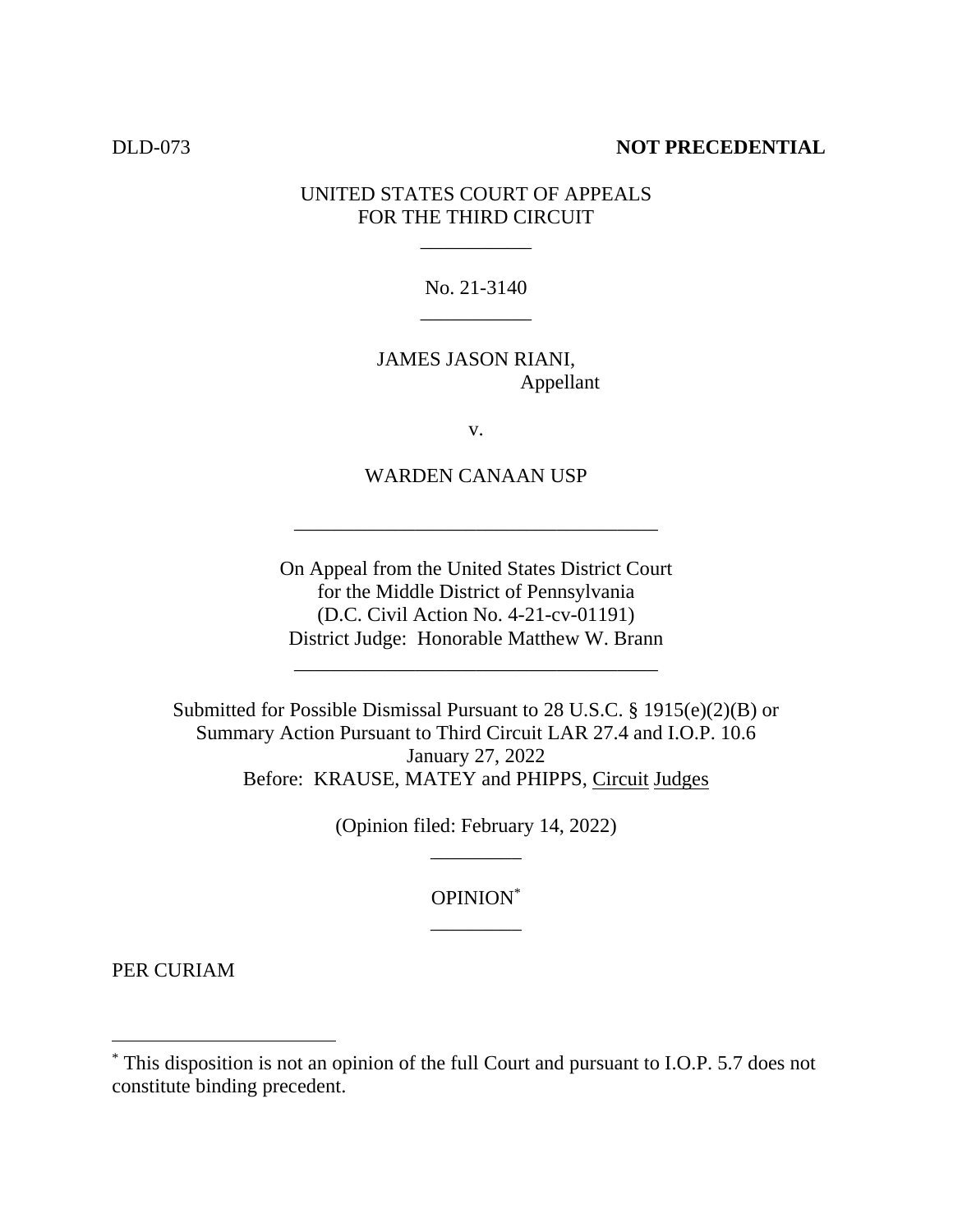DLD-073 **NOT PRECEDENTIAL**

UNITED STATES COURT OF APPEALS
FOR THE THIRD CIRCUIT

___________

No. 21-3140

___________

JAMES JASON RIANI,
Appellant

v.

WARDEN CANAAN USP

____________________________________

On Appeal from the United States District Court
for the Middle District of Pennsylvania
(D.C. Civil Action No. 4-21-cv-01191)
District Judge: Honorable Matthew W. Brann

____________________________________

Submitted for Possible Dismissal Pursuant to 28 U.S.C. § 1915(e)(2)(B) or
Summary Action Pursuant to Third Circuit LAR 27.4 and I.O.P. 10.6
January 27, 2022
Before: KRAUSE, MATEY and PHIPPS, Circuit Judges

(Opinion filed: February 14, 2022)

_________

OPINION[*]

_________

PER CURIAM

---

[*] This disposition is not an opinion of the full Court and pursuant to I.O.P. 5.7 does not constitute binding precedent.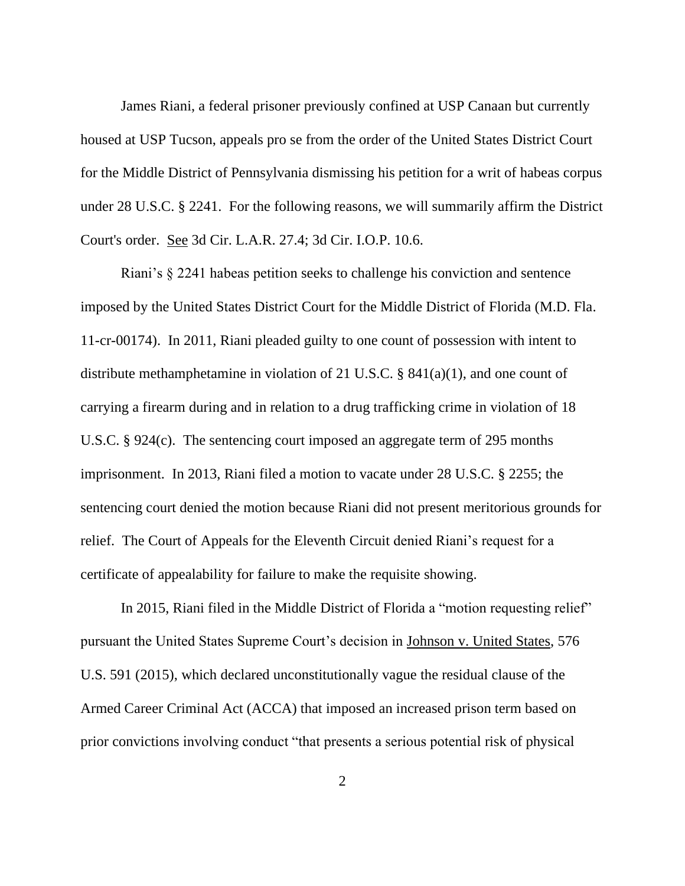James Riani, a federal prisoner previously confined at USP Canaan but currently housed at USP Tucson, appeals pro se from the order of the United States District Court for the Middle District of Pennsylvania dismissing his petition for a writ of habeas corpus under 28 U.S.C. § 2241. For the following reasons, we will summarily affirm the District Court's order. See 3d Cir. L.A.R. 27.4; 3d Cir. I.O.P. 10.6.

Riani's § 2241 habeas petition seeks to challenge his conviction and sentence imposed by the United States District Court for the Middle District of Florida (M.D. Fla. 11-cr-00174). In 2011, Riani pleaded guilty to one count of possession with intent to distribute methamphetamine in violation of 21 U.S.C. § 841(a)(1), and one count of carrying a firearm during and in relation to a drug trafficking crime in violation of 18 U.S.C. § 924(c). The sentencing court imposed an aggregate term of 295 months imprisonment. In 2013, Riani filed a motion to vacate under 28 U.S.C. § 2255; the sentencing court denied the motion because Riani did not present meritorious grounds for relief. The Court of Appeals for the Eleventh Circuit denied Riani's request for a certificate of appealability for failure to make the requisite showing.

In 2015, Riani filed in the Middle District of Florida a "motion requesting relief" pursuant the United States Supreme Court's decision in Johnson v. United States, 576 U.S. 591 (2015), which declared unconstitutionally vague the residual clause of the Armed Career Criminal Act (ACCA) that imposed an increased prison term based on prior convictions involving conduct "that presents a serious potential risk of physical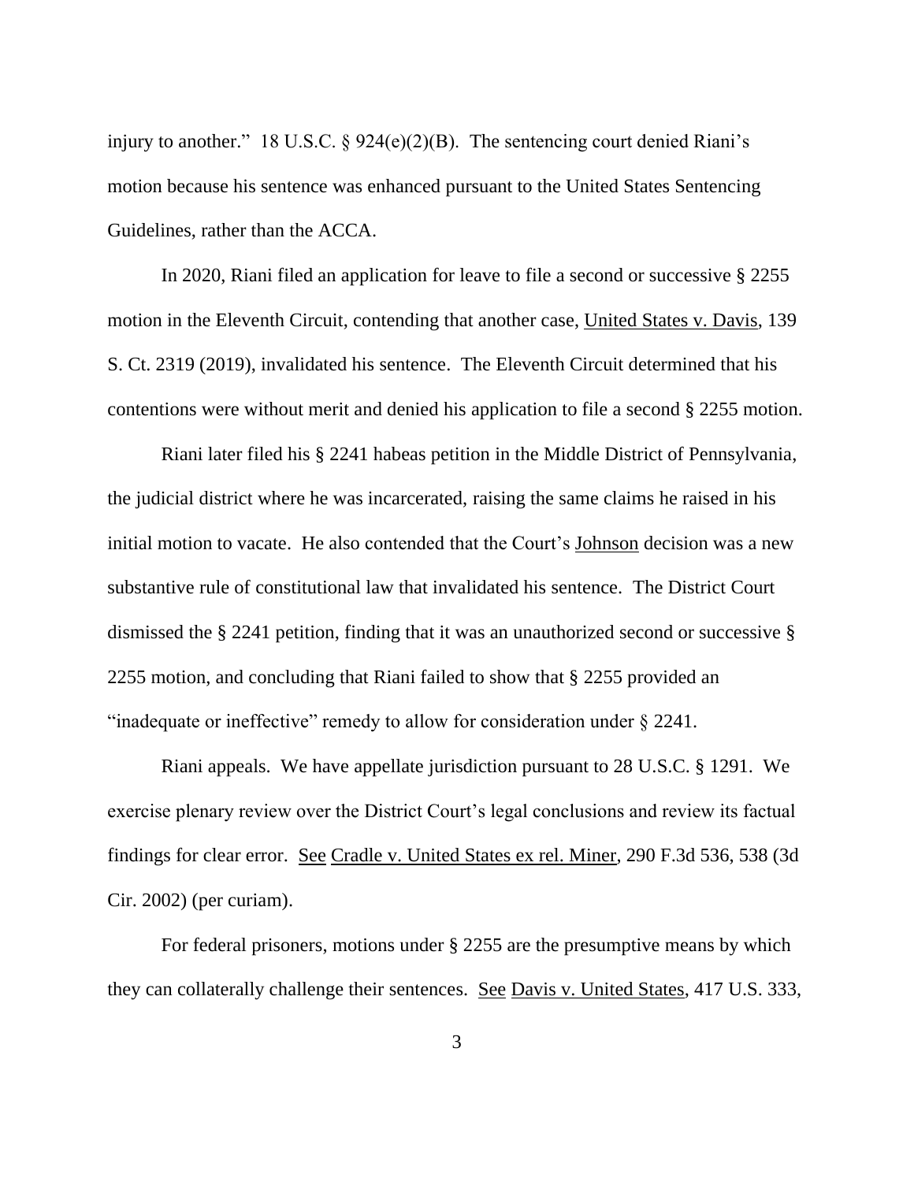injury to another." 18 U.S.C. § 924(e)(2)(B). The sentencing court denied Riani's motion because his sentence was enhanced pursuant to the United States Sentencing Guidelines, rather than the ACCA.

In 2020, Riani filed an application for leave to file a second or successive § 2255 motion in the Eleventh Circuit, contending that another case, United States v. Davis, 139 S. Ct. 2319 (2019), invalidated his sentence. The Eleventh Circuit determined that his contentions were without merit and denied his application to file a second § 2255 motion.

Riani later filed his § 2241 habeas petition in the Middle District of Pennsylvania, the judicial district where he was incarcerated, raising the same claims he raised in his initial motion to vacate. He also contended that the Court's Johnson decision was a new substantive rule of constitutional law that invalidated his sentence. The District Court dismissed the § 2241 petition, finding that it was an unauthorized second or successive § 2255 motion, and concluding that Riani failed to show that § 2255 provided an "inadequate or ineffective" remedy to allow for consideration under § 2241.

Riani appeals. We have appellate jurisdiction pursuant to 28 U.S.C. § 1291. We exercise plenary review over the District Court's legal conclusions and review its factual findings for clear error. See Cradle v. United States ex rel. Miner, 290 F.3d 536, 538 (3d Cir. 2002) (per curiam).

For federal prisoners, motions under § 2255 are the presumptive means by which they can collaterally challenge their sentences. See Davis v. United States, 417 U.S. 333,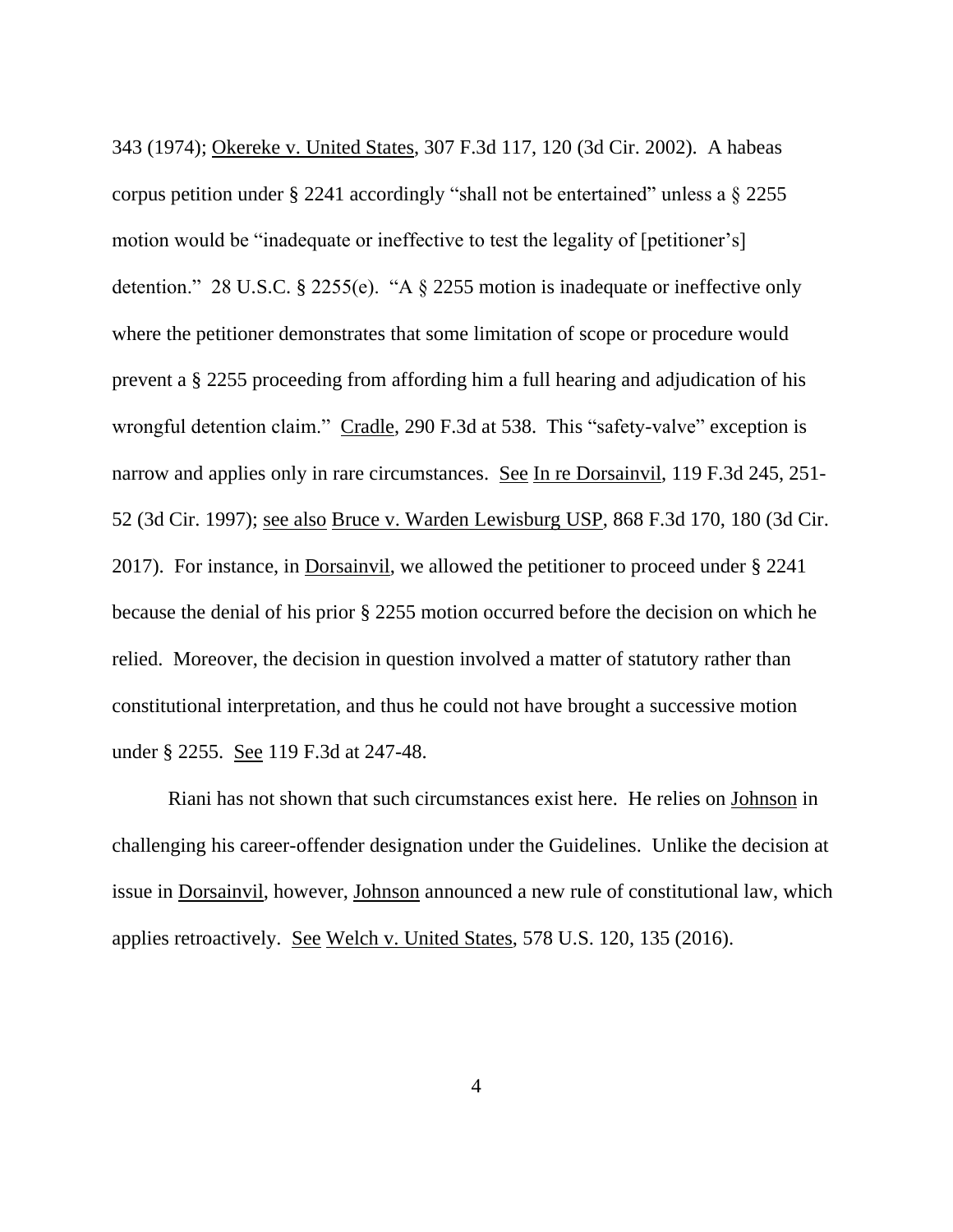343 (1974); Okereke v. United States, 307 F.3d 117, 120 (3d Cir. 2002). A habeas corpus petition under § 2241 accordingly "shall not be entertained" unless a § 2255 motion would be "inadequate or ineffective to test the legality of [petitioner's] detention." 28 U.S.C. § 2255(e). "A § 2255 motion is inadequate or ineffective only where the petitioner demonstrates that some limitation of scope or procedure would prevent a § 2255 proceeding from affording him a full hearing and adjudication of his wrongful detention claim." Cradle, 290 F.3d at 538. This "safety-valve" exception is narrow and applies only in rare circumstances. See In re Dorsainvil, 119 F.3d 245, 251-52 (3d Cir. 1997); see also Bruce v. Warden Lewisburg USP, 868 F.3d 170, 180 (3d Cir. 2017). For instance, in Dorsainvil, we allowed the petitioner to proceed under § 2241 because the denial of his prior § 2255 motion occurred before the decision on which he relied. Moreover, the decision in question involved a matter of statutory rather than constitutional interpretation, and thus he could not have brought a successive motion under § 2255. See 119 F.3d at 247-48.

Riani has not shown that such circumstances exist here. He relies on Johnson in challenging his career-offender designation under the Guidelines. Unlike the decision at issue in Dorsainvil, however, Johnson announced a new rule of constitutional law, which applies retroactively. See Welch v. United States, 578 U.S. 120, 135 (2016).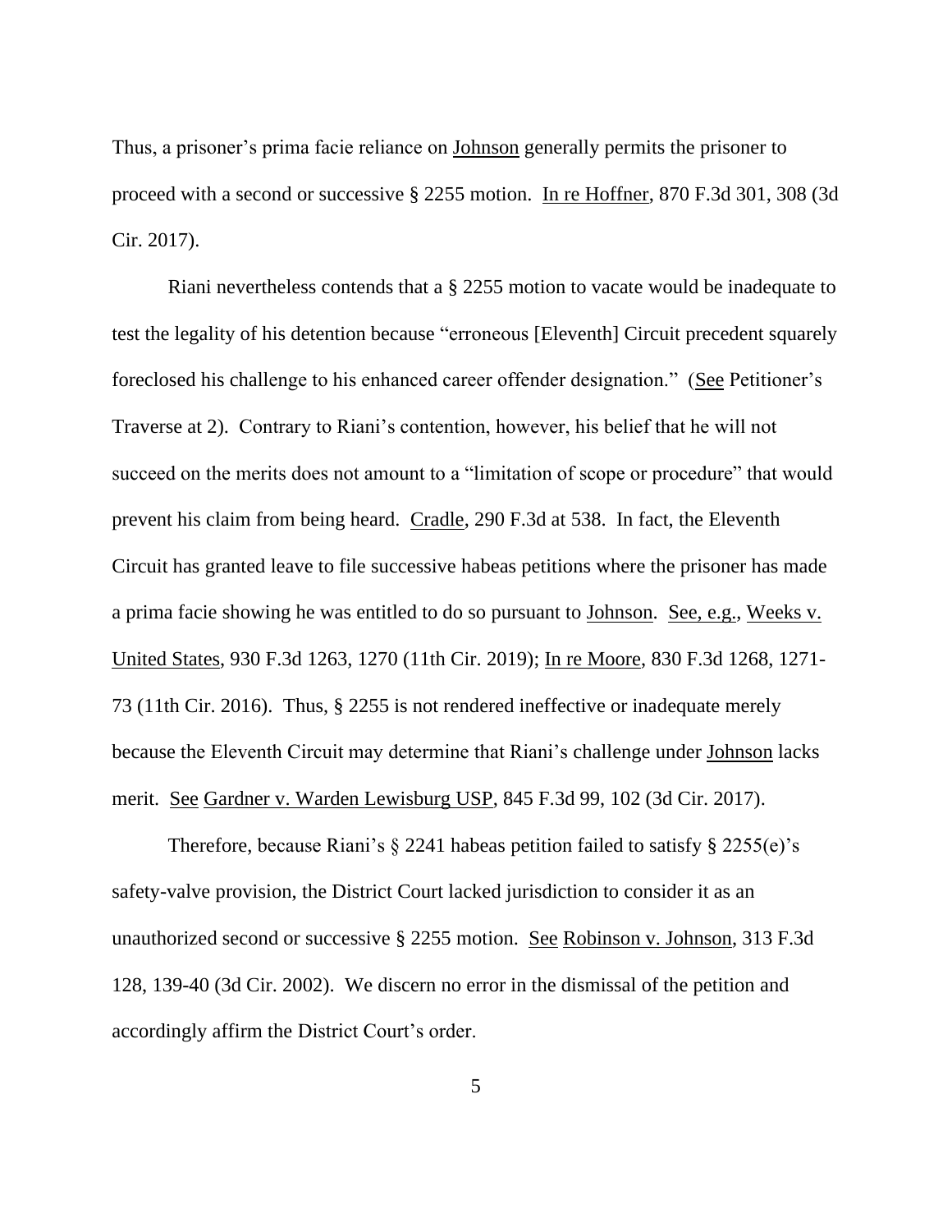Thus, a prisoner's prima facie reliance on Johnson generally permits the prisoner to proceed with a second or successive § 2255 motion. In re Hoffner, 870 F.3d 301, 308 (3d Cir. 2017).

Riani nevertheless contends that a § 2255 motion to vacate would be inadequate to test the legality of his detention because "erroneous [Eleventh] Circuit precedent squarely foreclosed his challenge to his enhanced career offender designation." (See Petitioner's Traverse at 2). Contrary to Riani's contention, however, his belief that he will not succeed on the merits does not amount to a "limitation of scope or procedure" that would prevent his claim from being heard. Cradle, 290 F.3d at 538. In fact, the Eleventh Circuit has granted leave to file successive habeas petitions where the prisoner has made a prima facie showing he was entitled to do so pursuant to Johnson. See, e.g., Weeks v. United States, 930 F.3d 1263, 1270 (11th Cir. 2019); In re Moore, 830 F.3d 1268, 1271-73 (11th Cir. 2016). Thus, § 2255 is not rendered ineffective or inadequate merely because the Eleventh Circuit may determine that Riani's challenge under Johnson lacks merit. See Gardner v. Warden Lewisburg USP, 845 F.3d 99, 102 (3d Cir. 2017).

Therefore, because Riani's § 2241 habeas petition failed to satisfy § 2255(e)'s safety-valve provision, the District Court lacked jurisdiction to consider it as an unauthorized second or successive § 2255 motion. See Robinson v. Johnson, 313 F.3d 128, 139-40 (3d Cir. 2002). We discern no error in the dismissal of the petition and accordingly affirm the District Court's order.